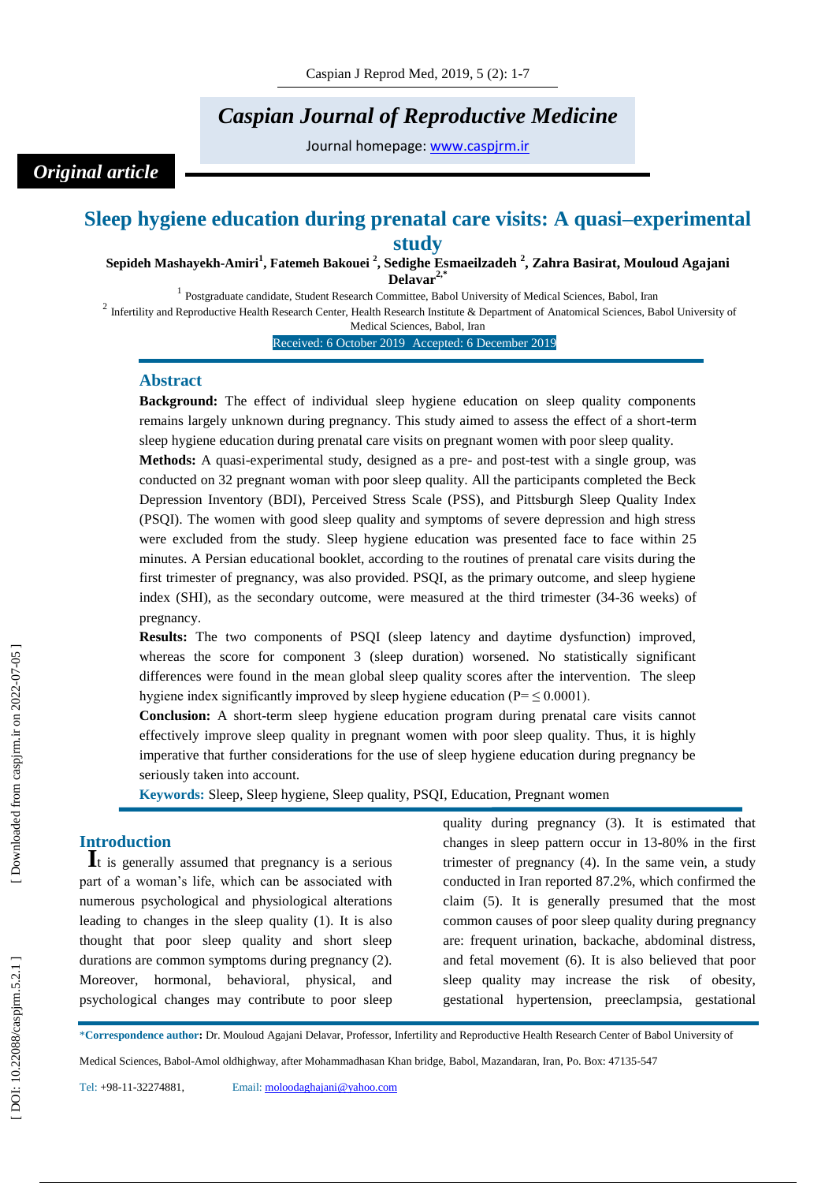*Original article*

# Sleep hygiene education during prenatal care visits: A quasi–experimental study

**Sepideh Mashayekh-Amiri[1], Fatemeh Bakouei [2], Sedighe Esmaeilzadeh [2], Zahra Basirat, Mouloud Agajani Delavar[2,*]**

[1] Postgraduate candidate, Student Research Committee, Babol University of Medical Sciences, Babol, Iran

[2] Infertility and Reproductive Health Research Center, Health Research Institute & Department of Anatomical Sciences, Babol University of Medical Sciences, Babol, Iran

Received: 6 October 2019 Accepted: 6 December 2019

## Abstract

**Background:** The effect of individual sleep hygiene education on sleep quality components remains largely unknown during pregnancy. This study aimed to assess the effect of a short-term sleep hygiene education during prenatal care visits on pregnant women with poor sleep quality.

**Methods:** A quasi-experimental study, designed as a pre- and post-test with a single group, was conducted on 32 pregnant woman with poor sleep quality. All the participants completed the Beck Depression Inventory (BDI), Perceived Stress Scale (PSS), and Pittsburgh Sleep Quality Index (PSQI). The women with good sleep quality and symptoms of severe depression and high stress were excluded from the study. Sleep hygiene education was presented face to face within 25 minutes. A Persian educational booklet, according to the routines of prenatal care visits during the first trimester of pregnancy, was also provided. PSQI, as the primary outcome, and sleep hygiene index (SHI), as the secondary outcome, were measured at the third trimester (34-36 weeks) of pregnancy.

**Results:** The two components of PSQI (sleep latency and daytime dysfunction) improved, whereas the score for component 3 (sleep duration) worsened. No statistically significant differences were found in the mean global sleep quality scores after the intervention. The sleep hygiene index significantly improved by sleep hygiene education (P= ≤ 0.0001).

**Conclusion:** A short-term sleep hygiene education program during prenatal care visits cannot effectively improve sleep quality in pregnant women with poor sleep quality. Thus, it is highly imperative that further considerations for the use of sleep hygiene education during pregnancy be seriously taken into account.

**Keywords:** Sleep, Sleep hygiene, Sleep quality, PSQI, Education, Pregnant women

## Introduction

It is generally assumed that pregnancy is a serious part of a woman's life, which can be associated with numerous psychological and physiological alterations leading to changes in the sleep quality (1). It is also thought that poor sleep quality and short sleep durations are common symptoms during pregnancy (2). Moreover, hormonal, behavioral, physical, and psychological changes may contribute to poor sleep quality during pregnancy (3). It is estimated that changes in sleep pattern occur in 13-80% in the first trimester of pregnancy (4). In the same vein, a study conducted in Iran reported 87.2%, which confirmed the claim (5). It is generally presumed that the most common causes of poor sleep quality during pregnancy are: frequent urination, backache, abdominal distress, and fetal movement (6). It is also believed that poor sleep quality may increase the risk of obesity, gestational hypertension, preeclampsia, gestational

*Correspondence author: Dr. Mouloud Agajani Delavar, Professor, Infertility and Reproductive Health Research Center of Babol University of Medical Sciences, Babol-Amol oldhighway, after Mohammadhasan Khan bridge, Babol, Mazandaran, Iran, Po. Box: 47135-547

Tel: +98-11-32274881, Email: moloodaghajani@yahoo.com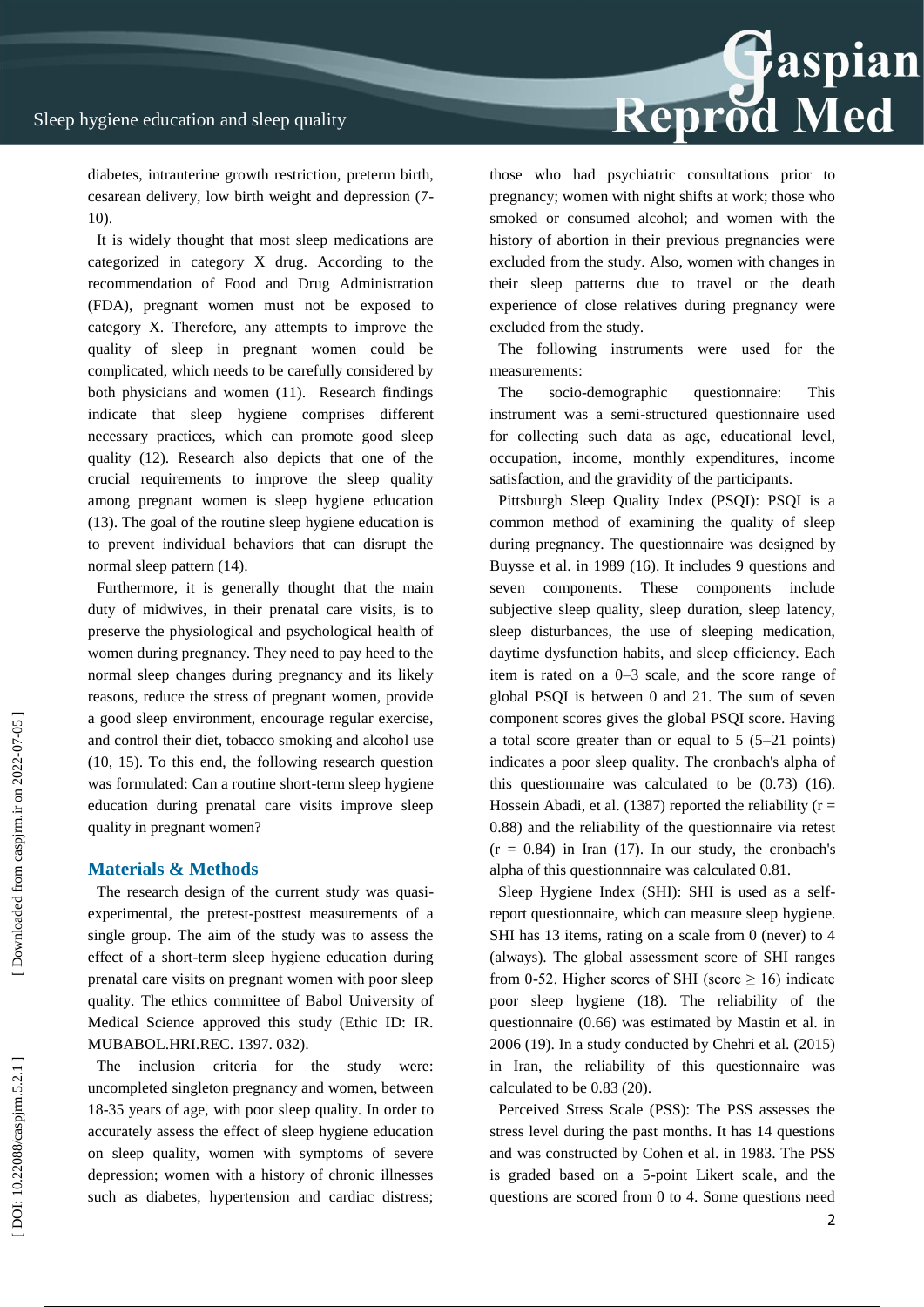diabetes, intrauterine growth restriction, preterm birth, cesarean delivery, low birth weight and depression (7-10).

It is widely thought that most sleep medications are categorized in category X drug. According to the recommendation of Food and Drug Administration (FDA), pregnant women must not be exposed to category X. Therefore, any attempts to improve the quality of sleep in pregnant women could be complicated, which needs to be carefully considered by both physicians and women (11). Research findings indicate that sleep hygiene comprises different necessary practices, which can promote good sleep quality (12). Research also depicts that one of the crucial requirements to improve the sleep quality among pregnant women is sleep hygiene education (13). The goal of the routine sleep hygiene education is to prevent individual behaviors that can disrupt the normal sleep pattern (14).

Furthermore, it is generally thought that the main duty of midwives, in their prenatal care visits, is to preserve the physiological and psychological health of women during pregnancy. They need to pay heed to the normal sleep changes during pregnancy and its likely reasons, reduce the stress of pregnant women, provide a good sleep environment, encourage regular exercise, and control their diet, tobacco smoking and alcohol use (10, 15). To this end, the following research question was formulated: Can a routine short-term sleep hygiene education during prenatal care visits improve sleep quality in pregnant women?

## Materials & Methods

The research design of the current study was quasi-experimental, the pretest-posttest measurements of a single group. The aim of the study was to assess the effect of a short-term sleep hygiene education during prenatal care visits on pregnant women with poor sleep quality. The ethics committee of Babol University of Medical Science approved this study (Ethic ID: IR. MUBABOL.HRI.REC. 1397. 032).

The inclusion criteria for the study were: uncompleted singleton pregnancy and women, between 18-35 years of age, with poor sleep quality. In order to accurately assess the effect of sleep hygiene education on sleep quality, women with symptoms of severe depression; women with a history of chronic illnesses such as diabetes, hypertension and cardiac distress; those who had psychiatric consultations prior to pregnancy; women with night shifts at work; those who smoked or consumed alcohol; and women with the history of abortion in their previous pregnancies were excluded from the study. Also, women with changes in their sleep patterns due to travel or the death experience of close relatives during pregnancy were excluded from the study.

The following instruments were used for the measurements:

The socio-demographic questionnaire: This instrument was a semi-structured questionnaire used for collecting such data as age, educational level, occupation, income, monthly expenditures, income satisfaction, and the gravidity of the participants.

Pittsburgh Sleep Quality Index (PSQI): PSQI is a common method of examining the quality of sleep during pregnancy. The questionnaire was designed by Buysse et al. in 1989 (16). It includes 9 questions and seven components. These components include subjective sleep quality, sleep duration, sleep latency, sleep disturbances, the use of sleeping medication, daytime dysfunction habits, and sleep efficiency. Each item is rated on a 0–3 scale, and the score range of global PSQI is between 0 and 21. The sum of seven component scores gives the global PSQI score. Having a total score greater than or equal to 5 (5–21 points) indicates a poor sleep quality. The cronbach's alpha of this questionnaire was calculated to be (0.73) (16). Hossein Abadi, et al. (1387) reported the reliability ($r = 0.88$) and the reliability of the questionnaire via retest ($r = 0.84$) in Iran (17). In our study, the cronbach's alpha of this questionnnaire was calculated 0.81.

Sleep Hygiene Index (SHI): SHI is used as a self-report questionnaire, which can measure sleep hygiene. SHI has 13 items, rating on a scale from 0 (never) to 4 (always). The global assessment score of SHI ranges from 0-52. Higher scores of SHI (score $\geq 16$) indicate poor sleep hygiene (18). The reliability of the questionnaire (0.66) was estimated by Mastin et al. in 2006 (19). In a study conducted by Chehri et al. (2015) in Iran, the reliability of this questionnaire was calculated to be 0.83 (20).

Perceived Stress Scale (PSS): The PSS assesses the stress level during the past months. It has 14 questions and was constructed by Cohen et al. in 1983. The PSS is graded based on a 5-point Likert scale, and the questions are scored from 0 to 4. Some questions need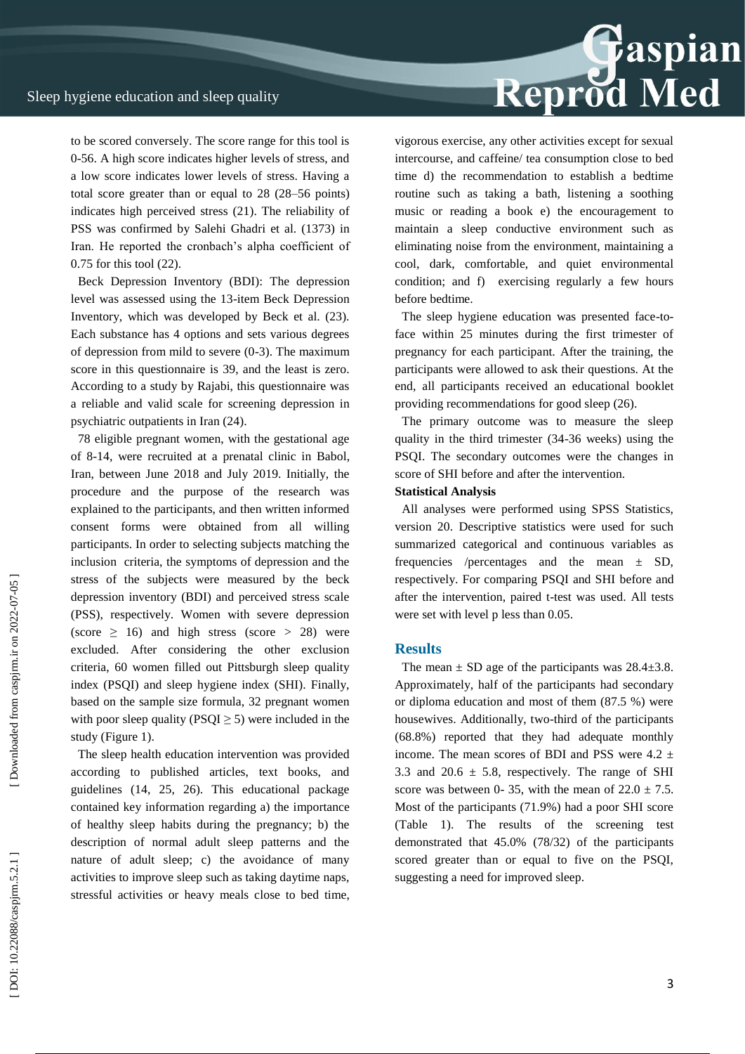to be scored conversely. The score range for this tool is 0-56. A high score indicates higher levels of stress, and a low score indicates lower levels of stress. Having a total score greater than or equal to 28 (28–56 points) indicates high perceived stress (21). The reliability of PSS was confirmed by Salehi Ghadri et al. (1373) in Iran. He reported the cronbach's alpha coefficient of 0.75 for this tool (22).

Beck Depression Inventory (BDI): The depression level was assessed using the 13-item Beck Depression Inventory, which was developed by Beck et al. (23). Each substance has 4 options and sets various degrees of depression from mild to severe (0-3). The maximum score in this questionnaire is 39, and the least is zero. According to a study by Rajabi, this questionnaire was a reliable and valid scale for screening depression in psychiatric outpatients in Iran (24).

78 eligible pregnant women, with the gestational age of 8-14, were recruited at a prenatal clinic in Babol, Iran, between June 2018 and July 2019. Initially, the procedure and the purpose of the research was explained to the participants, and then written informed consent forms were obtained from all willing participants. In order to selecting subjects matching the inclusion criteria, the symptoms of depression and the stress of the subjects were measured by the beck depression inventory (BDI) and perceived stress scale (PSS), respectively. Women with severe depression (score $\geq$ 16) and high stress (score > 28) were excluded. After considering the other exclusion criteria, 60 women filled out Pittsburgh sleep quality index (PSQI) and sleep hygiene index (SHI). Finally, based on the sample size formula, 32 pregnant women with poor sleep quality (PSQI $\geq$ 5) were included in the study (Figure 1).

The sleep health education intervention was provided according to published articles, text books, and guidelines (14, 25, 26). This educational package contained key information regarding a) the importance of healthy sleep habits during the pregnancy; b) the description of normal adult sleep patterns and the nature of adult sleep; c) the avoidance of many activities to improve sleep such as taking daytime naps, stressful activities or heavy meals close to bed time, vigorous exercise, any other activities except for sexual intercourse, and caffeine/ tea consumption close to bed time d) the recommendation to establish a bedtime routine such as taking a bath, listening a soothing music or reading a book e) the encouragement to maintain a sleep conductive environment such as eliminating noise from the environment, maintaining a cool, dark, comfortable, and quiet environmental condition; and f) exercising regularly a few hours before bedtime.

The sleep hygiene education was presented face-to-face within 25 minutes during the first trimester of pregnancy for each participant. After the training, the participants were allowed to ask their questions. At the end, all participants received an educational booklet providing recommendations for good sleep (26).

The primary outcome was to measure the sleep quality in the third trimester (34-36 weeks) using the PSQI. The secondary outcomes were the changes in score of SHI before and after the intervention.

**Statistical Analysis**

All analyses were performed using SPSS Statistics, version 20. Descriptive statistics were used for such summarized categorical and continuous variables as frequencies /percentages and the mean ± SD, respectively. For comparing PSQI and SHI before and after the intervention, paired t-test was used. All tests were set with level p less than 0.05.

## Results

The mean ± SD age of the participants was 28.4±3.8. Approximately, half of the participants had secondary or diploma education and most of them (87.5 %) were housewives. Additionally, two-third of the participants (68.8%) reported that they had adequate monthly income. The mean scores of BDI and PSS were 4.2 ± 3.3 and 20.6 ± 5.8, respectively. The range of SHI score was between 0- 35, with the mean of 22.0 ± 7.5. Most of the participants (71.9%) had a poor SHI score (Table 1). The results of the screening test demonstrated that 45.0% (78/32) of the participants scored greater than or equal to five on the PSQI, suggesting a need for improved sleep.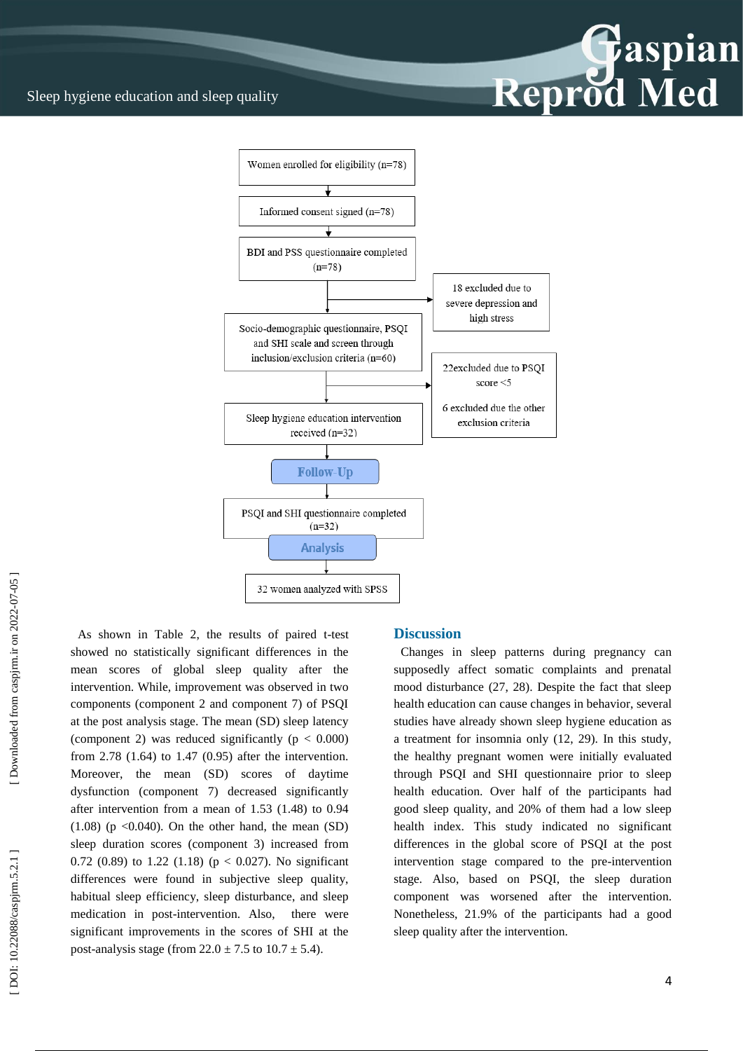Women enrolled for eligibility (n=78)

Informed consent signed (n=78)

BDI and PSS questionnaire completed (n=78)

18 excluded due to severe depression and high stress

Socio-demographic questionnaire, PSQI and SHI scale and screen through inclusion/exclusion criteria (n=60)

22excluded due to PSQI score <5

6 excluded due the other exclusion criteria

Sleep hygiene education intervention received (n=32)

**Follow-Up**

PSQI and SHI questionnaire completed (n=32)

**Analysis**

32 women analyzed with SPSS

As shown in Table 2, the results of paired t-test showed no statistically significant differences in the mean scores of global sleep quality after the intervention. While, improvement was observed in two components (component 2 and component 7) of PSQI at the post analysis stage. The mean (SD) sleep latency (component 2) was reduced significantly ($p < 0.000$) from 2.78 (1.64) to 1.47 (0.95) after the intervention. Moreover, the mean (SD) scores of daytime dysfunction (component 7) decreased significantly after intervention from a mean of 1.53 (1.48) to 0.94 (1.08) ($p < 0.040$). On the other hand, the mean (SD) sleep duration scores (component 3) increased from 0.72 (0.89) to 1.22 (1.18) ($p < 0.027$). No significant differences were found in subjective sleep quality, habitual sleep efficiency, sleep disturbance, and sleep medication in post-intervention. Also, there were significant improvements in the scores of SHI at the post-analysis stage (from 22.0 ± 7.5 to 10.7 ± 5.4).

## Discussion

Changes in sleep patterns during pregnancy can supposedly affect somatic complaints and prenatal mood disturbance (27, 28). Despite the fact that sleep health education can cause changes in behavior, several studies have already shown sleep hygiene education as a treatment for insomnia only (12, 29). In this study, the healthy pregnant women were initially evaluated through PSQI and SHI questionnaire prior to sleep health education. Over half of the participants had good sleep quality, and 20% of them had a low sleep health index. This study indicated no significant differences in the global score of PSQI at the post intervention stage compared to the pre-intervention stage. Also, based on PSQI, the sleep duration component was worsened after the intervention. Nonetheless, 21.9% of the participants had a good sleep quality after the intervention.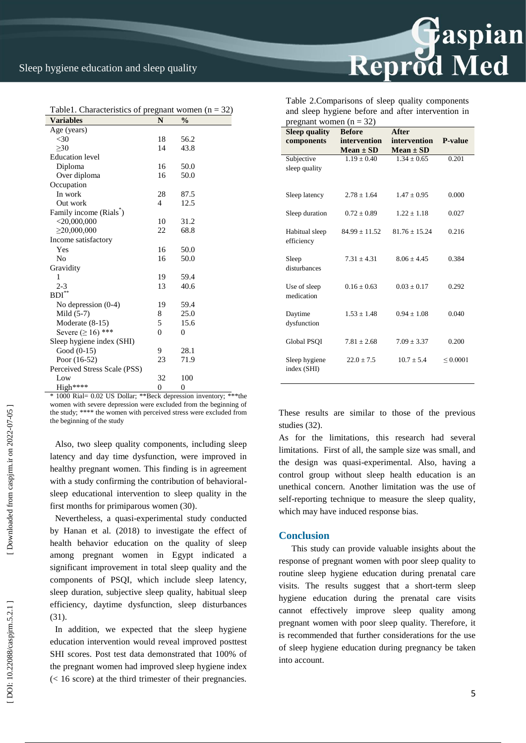Table1. Characteristics of pregnant women (n = 32)

| Variables | N | % |
|---|---|---|
| Age (years) | | |
| <30 | 18 | 56.2 |
| ≥30 | 14 | 43.8 |
| Education level | | |
| Diploma | 16 | 50.0 |
| Over diploma | 16 | 50.0 |
| Occupation | | |
| In work | 28 | 87.5 |
| Out work | 4 | 12.5 |
| Family income (Rials*) | | |
| <20,000,000 | 10 | 31.2 |
| ≥20,000,000 | 22 | 68.8 |
| Income satisfactory | | |
| Yes | 16 | 50.0 |
| No | 16 | 50.0 |
| Gravidity | | |
| 1 | 19 | 59.4 |
| 2-3 | 13 | 40.6 |
| BDI** | | |
| No depression (0-4) | 19 | 59.4 |
| Mild (5-7) | 8 | 25.0 |
| Moderate (8-15) | 5 | 15.6 |
| Severe (≥ 16) *** | 0 | 0 |
| Sleep hygiene index (SHI) | | |
| Good (0-15) | 9 | 28.1 |
| Poor (16-52) | 23 | 71.9 |
| Perceived Stress Scale (PSS) | | |
| Low | 32 | 100 |
| High**** | 0 | 0 |

* 1000 Rial= 0.02 US Dollar; **Beck depression inventory; ***the women with severe depression were excluded from the beginning of the study; **** the women with perceived stress were excluded from the beginning of the study

Also, two sleep quality components, including sleep latency and day time dysfunction, were improved in healthy pregnant women. This finding is in agreement with a study confirming the contribution of behavioral-sleep educational intervention to sleep quality in the first months for primiparous women (30).

Nevertheless, a quasi-experimental study conducted by Hanan et al. (2018) to investigate the effect of health behavior education on the quality of sleep among pregnant women in Egypt indicated a significant improvement in total sleep quality and the components of PSQI, which include sleep latency, sleep duration, subjective sleep quality, habitual sleep efficiency, daytime dysfunction, sleep disturbances (31).

In addition, we expected that the sleep hygiene education intervention would reveal improved posttest SHI scores. Post test data demonstrated that 100% of the pregnant women had improved sleep hygiene index (< 16 score) at the third trimester of their pregnancies.

Table 2.Comparisons of sleep quality components and sleep hygiene before and after intervention in pregnant women (n = 32)

| Sleep quality components | Before intervention Mean ± SD | After intervention Mean ± SD | P-value |
|---|---|---|---|
| Subjective sleep quality | 1.19 ± 0.40 | 1.34 ± 0.65 | 0.201 |
| Sleep latency | 2.78 ± 1.64 | 1.47 ± 0.95 | 0.000 |
| Sleep duration | 0.72 ± 0.89 | 1.22 ± 1.18 | 0.027 |
| Habitual sleep efficiency | 84.99 ± 11.52 | 81.76 ± 15.24 | 0.216 |
| Sleep disturbances | 7.31 ± 4.31 | 8.06 ± 4.45 | 0.384 |
| Use of sleep medication | 0.16 ± 0.63 | 0.03 ± 0.17 | 0.292 |
| Daytime dysfunction | 1.53 ± 1.48 | 0.94 ± 1.08 | 0.040 |
| Global PSQI | 7.81 ± 2.68 | 7.09 ± 3.37 | 0.200 |
| Sleep hygiene index (SHI) | 22.0 ± 7.5 | 10.7 ± 5.4 | ≤ 0.0001 |

These results are similar to those of the previous studies (32).

As for the limitations, this research had several limitations. First of all, the sample size was small, and the design was quasi-experimental. Also, having a control group without sleep health education is an unethical concern. Another limitation was the use of self-reporting technique to measure the sleep quality, which may have induced response bias.

## Conclusion

This study can provide valuable insights about the response of pregnant women with poor sleep quality to routine sleep hygiene education during prenatal care visits. The results suggest that a short-term sleep hygiene education during the prenatal care visits cannot effectively improve sleep quality among pregnant women with poor sleep quality. Therefore, it is recommended that further considerations for the use of sleep hygiene education during pregnancy be taken into account.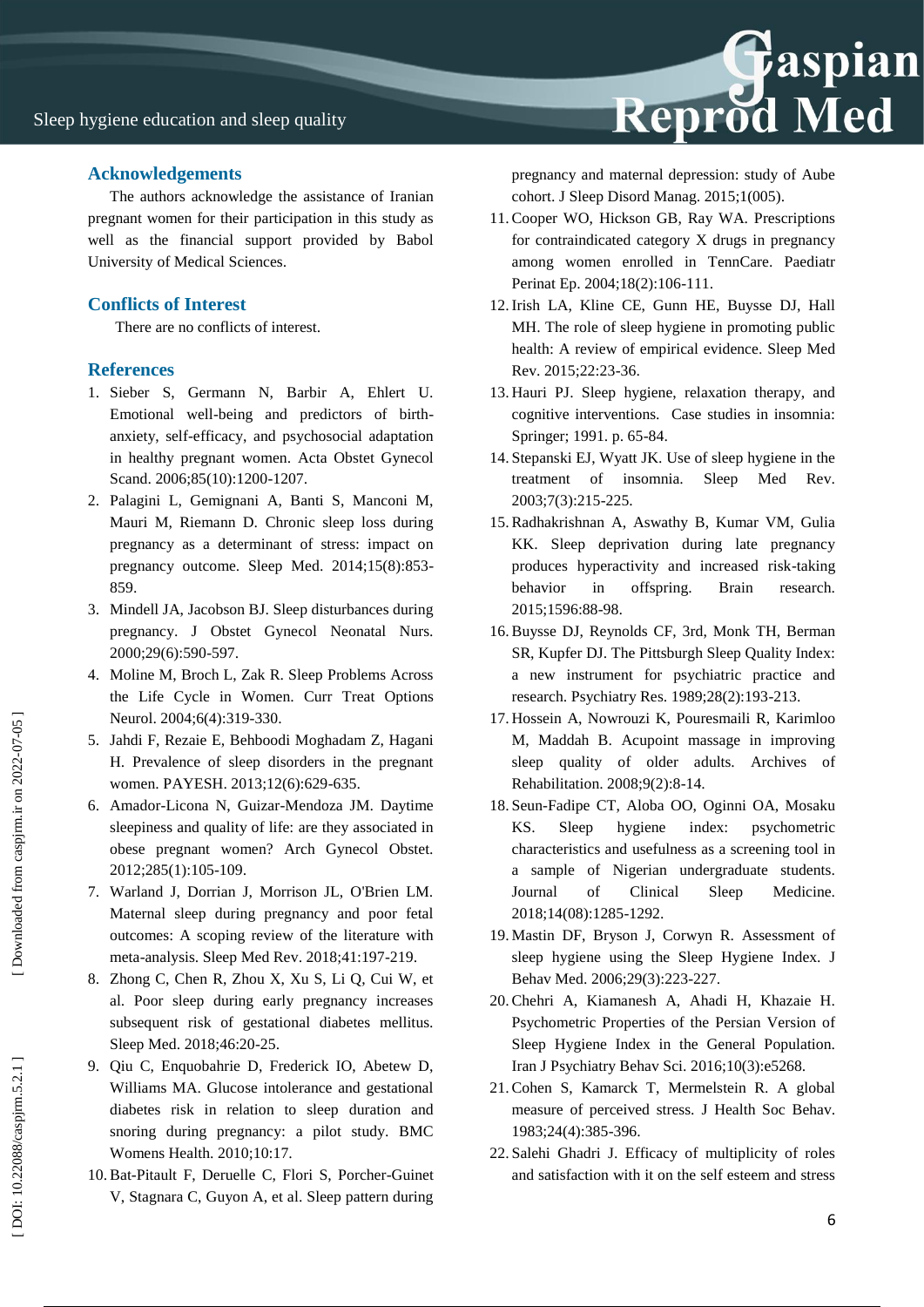## Acknowledgements

The authors acknowledge the assistance of Iranian pregnant women for their participation in this study as well as the financial support provided by Babol University of Medical Sciences.

## Conflicts of Interest

There are no conflicts of interest.

## References

1. Sieber S, Germann N, Barbir A, Ehlert U. Emotional well-being and predictors of birth-anxiety, self-efficacy, and psychosocial adaptation in healthy pregnant women. Acta Obstet Gynecol Scand. 2006;85(10):1200-1207.
2. Palagini L, Gemignani A, Banti S, Manconi M, Mauri M, Riemann D. Chronic sleep loss during pregnancy as a determinant of stress: impact on pregnancy outcome. Sleep Med. 2014;15(8):853-859.
3. Mindell JA, Jacobson BJ. Sleep disturbances during pregnancy. J Obstet Gynecol Neonatal Nurs. 2000;29(6):590-597.
4. Moline M, Broch L, Zak R. Sleep Problems Across the Life Cycle in Women. Curr Treat Options Neurol. 2004;6(4):319-330.
5. Jahdi F, Rezaie E, Behboodi Moghadam Z, Hagani H. Prevalence of sleep disorders in the pregnant women. PAYESH. 2013;12(6):629-635.
6. Amador-Licona N, Guizar-Mendoza JM. Daytime sleepiness and quality of life: are they associated in obese pregnant women? Arch Gynecol Obstet. 2012;285(1):105-109.
7. Warland J, Dorrian J, Morrison JL, O'Brien LM. Maternal sleep during pregnancy and poor fetal outcomes: A scoping review of the literature with meta-analysis. Sleep Med Rev. 2018;41:197-219.
8. Zhong C, Chen R, Zhou X, Xu S, Li Q, Cui W, et al. Poor sleep during early pregnancy increases subsequent risk of gestational diabetes mellitus. Sleep Med. 2018;46:20-25.
9. Qiu C, Enquobahrie D, Frederick IO, Abetew D, Williams MA. Glucose intolerance and gestational diabetes risk in relation to sleep duration and snoring during pregnancy: a pilot study. BMC Womens Health. 2010;10:17.
10. Bat-Pitault F, Deruelle C, Flori S, Porcher-Guinet V, Stagnara C, Guyon A, et al. Sleep pattern during pregnancy and maternal depression: study of Aube cohort. J Sleep Disord Manag. 2015;1(005).
11. Cooper WO, Hickson GB, Ray WA. Prescriptions for contraindicated category X drugs in pregnancy among women enrolled in TennCare. Paediatr Perinat Ep. 2004;18(2):106-111.
12. Irish LA, Kline CE, Gunn HE, Buysse DJ, Hall MH. The role of sleep hygiene in promoting public health: A review of empirical evidence. Sleep Med Rev. 2015;22:23-36.
13. Hauri PJ. Sleep hygiene, relaxation therapy, and cognitive interventions. Case studies in insomnia: Springer; 1991. p. 65-84.
14. Stepanski EJ, Wyatt JK. Use of sleep hygiene in the treatment of insomnia. Sleep Med Rev. 2003;7(3):215-225.
15. Radhakrishnan A, Aswathy B, Kumar VM, Gulia KK. Sleep deprivation during late pregnancy produces hyperactivity and increased risk-taking behavior in offspring. Brain research. 2015;1596:88-98.
16. Buysse DJ, Reynolds CF, 3rd, Monk TH, Berman SR, Kupfer DJ. The Pittsburgh Sleep Quality Index: a new instrument for psychiatric practice and research. Psychiatry Res. 1989;28(2):193-213.
17. Hossein A, Nowrouzi K, Pouresmaili R, Karimloo M, Maddah B. Acupoint massage in improving sleep quality of older adults. Archives of Rehabilitation. 2008;9(2):8-14.
18. Seun-Fadipe CT, Aloba OO, Oginni OA, Mosaku KS. Sleep hygiene index: psychometric characteristics and usefulness as a screening tool in a sample of Nigerian undergraduate students. Journal of Clinical Sleep Medicine. 2018;14(08):1285-1292.
19. Mastin DF, Bryson J, Corwyn R. Assessment of sleep hygiene using the Sleep Hygiene Index. J Behav Med. 2006;29(3):223-227.
20. Chehri A, Kiamanesh A, Ahadi H, Khazaie H. Psychometric Properties of the Persian Version of Sleep Hygiene Index in the General Population. Iran J Psychiatry Behav Sci. 2016;10(3):e5268.
21. Cohen S, Kamarck T, Mermelstein R. A global measure of perceived stress. J Health Soc Behav. 1983;24(4):385-396.
22. Salehi Ghadri J. Efficacy of multiplicity of roles and satisfaction with it on the self esteem and stress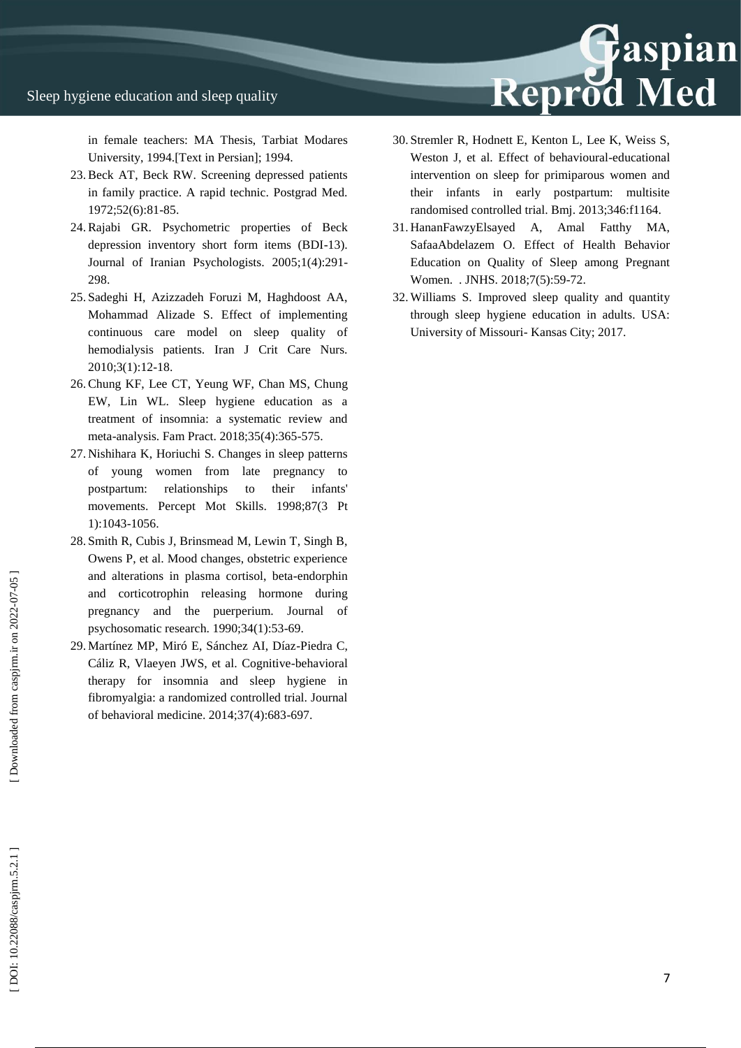in female teachers: MA Thesis, Tarbiat Modares University, 1994.[Text in Persian]; 1994.

23. Beck AT, Beck RW. Screening depressed patients in family practice. A rapid technic. Postgrad Med. 1972;52(6):81-85.
24. Rajabi GR. Psychometric properties of Beck depression inventory short form items (BDI-13). Journal of Iranian Psychologists. 2005;1(4):291-298.
25. Sadeghi H, Azizzadeh Foruzi M, Haghdoost AA, Mohammad Alizade S. Effect of implementing continuous care model on sleep quality of hemodialysis patients. Iran J Crit Care Nurs. 2010;3(1):12-18.
26. Chung KF, Lee CT, Yeung WF, Chan MS, Chung EW, Lin WL. Sleep hygiene education as a treatment of insomnia: a systematic review and meta-analysis. Fam Pract. 2018;35(4):365-575.
27. Nishihara K, Horiuchi S. Changes in sleep patterns of young women from late pregnancy to postpartum: relationships to their infants' movements. Percept Mot Skills. 1998;87(3 Pt 1):1043-1056.
28. Smith R, Cubis J, Brinsmead M, Lewin T, Singh B, Owens P, et al. Mood changes, obstetric experience and alterations in plasma cortisol, beta-endorphin and corticotrophin releasing hormone during pregnancy and the puerperium. Journal of psychosomatic research. 1990;34(1):53-69.
29. Martínez MP, Miró E, Sánchez AI, Díaz-Piedra C, Cáliz R, Vlaeyen JWS, et al. Cognitive-behavioral therapy for insomnia and sleep hygiene in fibromyalgia: a randomized controlled trial. Journal of behavioral medicine. 2014;37(4):683-697.
30. Stremler R, Hodnett E, Kenton L, Lee K, Weiss S, Weston J, et al. Effect of behavioural-educational intervention on sleep for primiparous women and their infants in early postpartum: multisite randomised controlled trial. Bmj. 2013;346:f1164.
31. HananFawzyElsayed A, Amal Fatthy MA, SafaaAbdelazem O. Effect of Health Behavior Education on Quality of Sleep among Pregnant Women. . JNHS. 2018;7(5):59-72.
32. Williams S. Improved sleep quality and quantity through sleep hygiene education in adults. USA: University of Missouri- Kansas City; 2017.